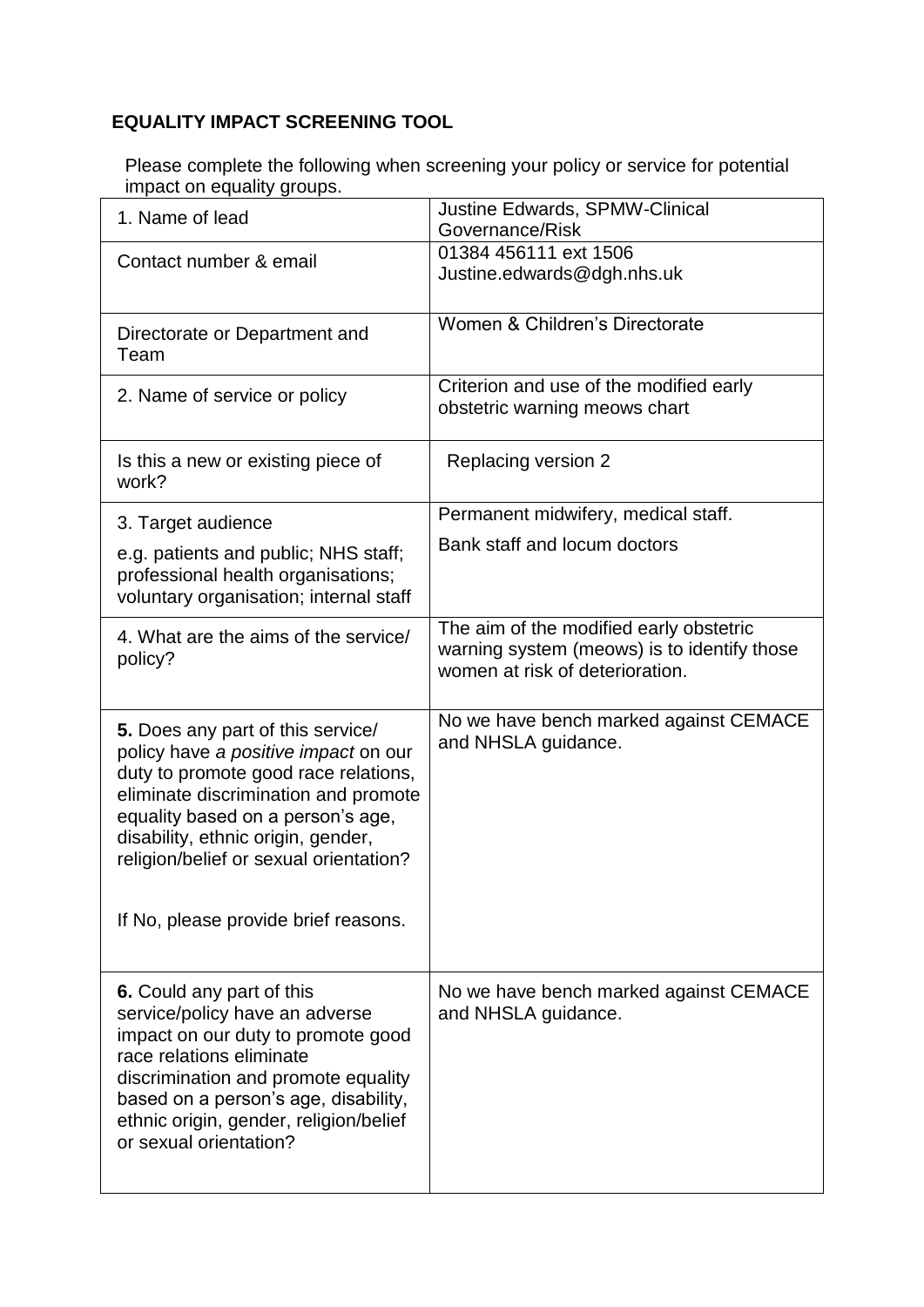## EQUALITY IMPACT SCREENING TOOL

Please complete the following when screening your policy or service for potential impact on equality groups.

| | |
|---|---|
| 1. Name of lead | Justine Edwards, SPMW-Clinical Governance/Risk |
| Contact number & email | 01384 456111 ext 1506<br>Justine.edwards@dgh.nhs.uk |
| Directorate or Department and Team | Women & Children's Directorate |
| 2. Name of service or policy | Criterion and use of the modified early obstetric warning meows chart |
| Is this a new or existing piece of work? | Replacing version 2 |
| 3. Target audience<br>e.g. patients and public; NHS staff; professional health organisations; voluntary organisation; internal staff | Permanent midwifery, medical staff.<br>Bank staff and locum doctors |
| 4. What are the aims of the service/ policy? | The aim of the modified early obstetric warning system (meows) is to identify those women at risk of deterioration. |
| **5.** Does any part of this service/ policy have *a positive impact* on our duty to promote good race relations, eliminate discrimination and promote equality based on a person's age, disability, ethnic origin, gender, religion/belief or sexual orientation?<br><br>If No, please provide brief reasons. | No we have bench marked against CEMACE and NHSLA guidance. |
| **6.** Could any part of this service/policy have an adverse impact on our duty to promote good race relations eliminate discrimination and promote equality based on a person's age, disability, ethnic origin, gender, religion/belief or sexual orientation? | No we have bench marked against CEMACE and NHSLA guidance. |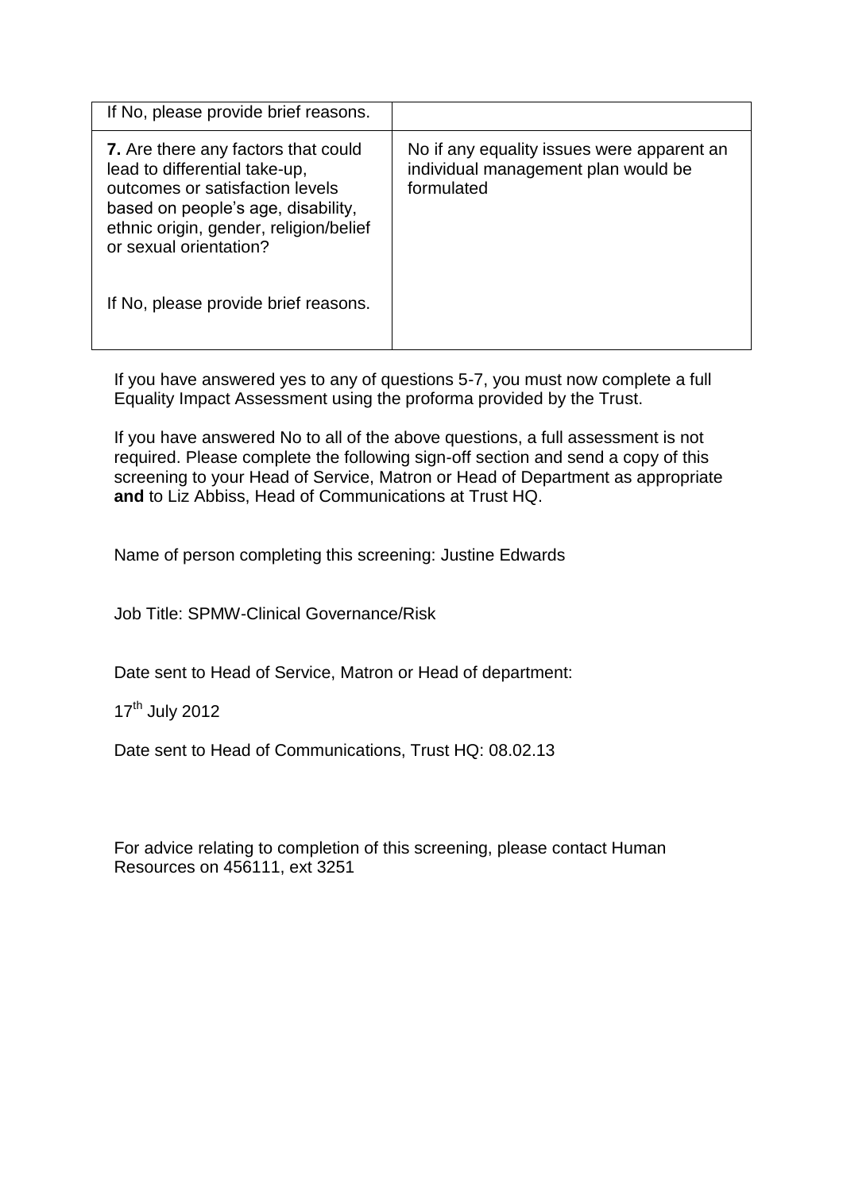| | |
|---|---|
| If No, please provide brief reasons. | |
| **7.** Are there any factors that could lead to differential take-up, outcomes or satisfaction levels based on people's age, disability, ethnic origin, gender, religion/belief or sexual orientation?<br><br>If No, please provide brief reasons. | No if any equality issues were apparent an individual management plan would be formulated |

If you have answered yes to any of questions 5-7, you must now complete a full Equality Impact Assessment using the proforma provided by the Trust.

If you have answered No to all of the above questions, a full assessment is not required. Please complete the following sign-off section and send a copy of this screening to your Head of Service, Matron or Head of Department as appropriate **and** to Liz Abbiss, Head of Communications at Trust HQ.

Name of person completing this screening: Justine Edwards

Job Title: SPMW-Clinical Governance/Risk

Date sent to Head of Service, Matron or Head of department:

17th July 2012

Date sent to Head of Communications, Trust HQ: 08.02.13

For advice relating to completion of this screening, please contact Human Resources on 456111, ext 3251